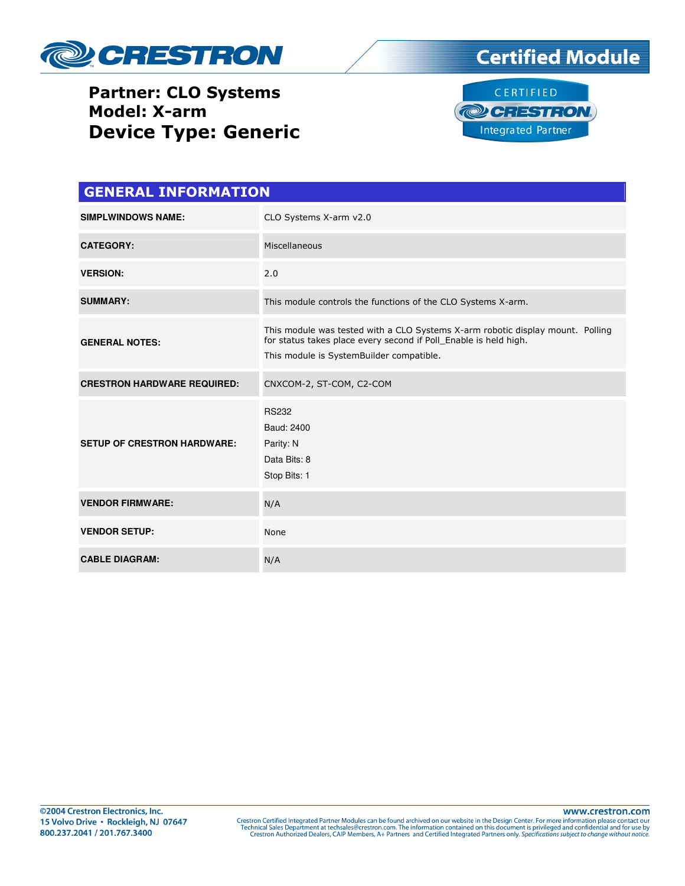# Partner: CLO Systems
# Model: X-arm
# Device Type: Generic

## GENERAL INFORMATION

| | |
|---|---|
| **SIMPLWINDOWS NAME:** | CLO Systems X-arm v2.0 |
| **CATEGORY:** | Miscellaneous |
| **VERSION:** | 2.0 |
| **SUMMARY:** | This module controls the functions of the CLO Systems X-arm. |
| **GENERAL NOTES:** | This module was tested with a CLO Systems X-arm robotic display mount. Polling for status takes place every second if Poll_Enable is held high.<br>This module is SystemBuilder compatible. |
| **CRESTRON HARDWARE REQUIRED:** | CNXCOM-2, ST-COM, C2-COM |
| **SETUP OF CRESTRON HARDWARE:** | RS232<br>Baud: 2400<br>Parity: N<br>Data Bits: 8<br>Stop Bits: 1 |
| **VENDOR FIRMWARE:** | N/A |
| **VENDOR SETUP:** | None |
| **CABLE DIAGRAM:** | N/A |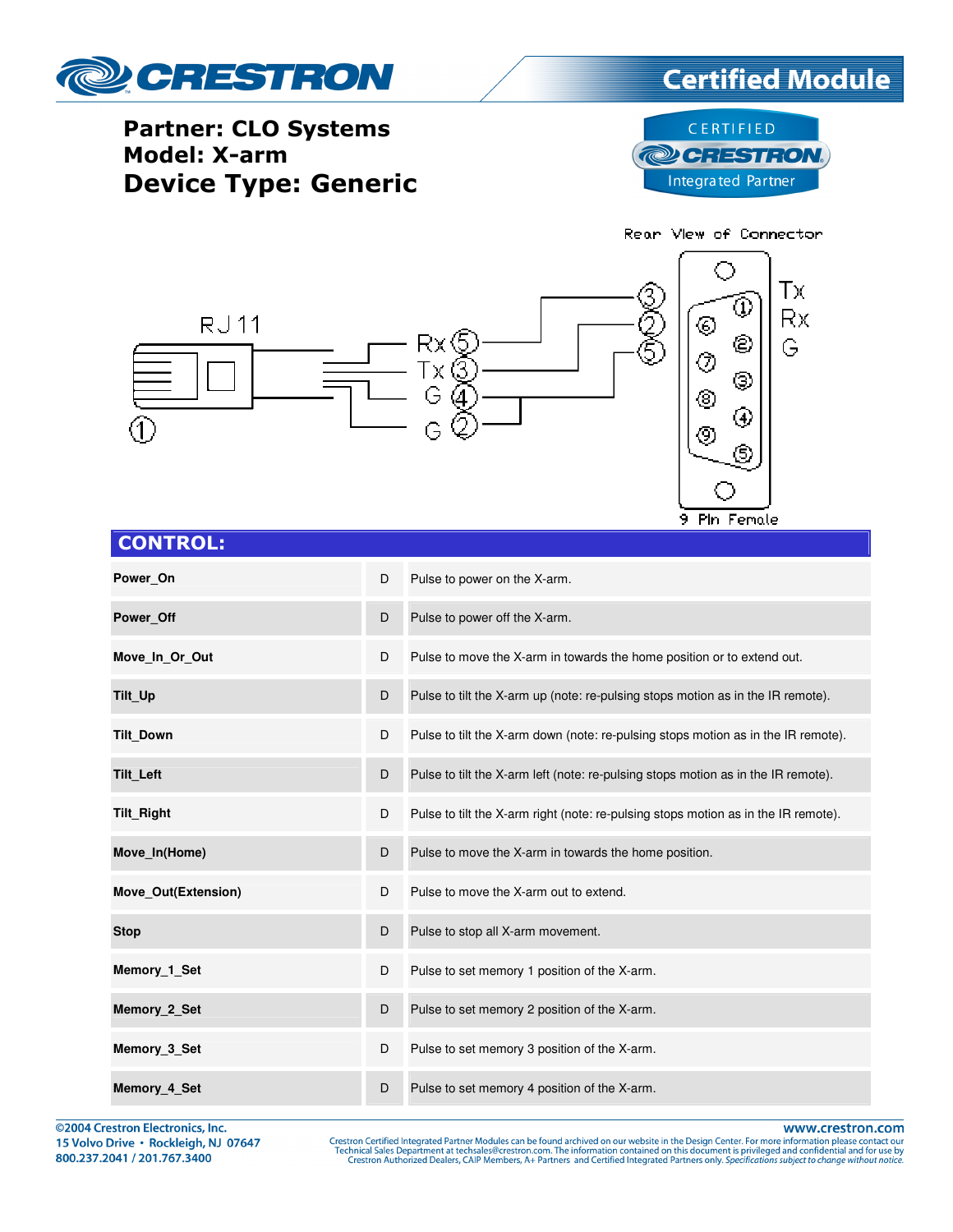# Partner: CLO Systems
# Model: X-arm
# Device Type: Generic

Rear View of Connector

RJ11

Rx 5, Tx 3, G 4, G 2

3, 2, 5

Tx, Rx, G

9 Pin Female

## CONTROL:

| | | |
|---|---|---|
| **Power_On** | D | Pulse to power on the X-arm. |
| **Power_Off** | D | Pulse to power off the X-arm. |
| **Move_In_Or_Out** | D | Pulse to move the X-arm in towards the home position or to extend out. |
| **Tilt_Up** | D | Pulse to tilt the X-arm up (note: re-pulsing stops motion as in the IR remote). |
| **Tilt_Down** | D | Pulse to tilt the X-arm down (note: re-pulsing stops motion as in the IR remote). |
| **Tilt_Left** | D | Pulse to tilt the X-arm left (note: re-pulsing stops motion as in the IR remote). |
| **Tilt_Right** | D | Pulse to tilt the X-arm right (note: re-pulsing stops motion as in the IR remote). |
| **Move_In(Home)** | D | Pulse to move the X-arm in towards the home position. |
| **Move_Out(Extension)** | D | Pulse to move the X-arm out to extend. |
| **Stop** | D | Pulse to stop all X-arm movement. |
| **Memory_1_Set** | D | Pulse to set memory 1 position of the X-arm. |
| **Memory_2_Set** | D | Pulse to set memory 2 position of the X-arm. |
| **Memory_3_Set** | D | Pulse to set memory 3 position of the X-arm. |
| **Memory_4_Set** | D | Pulse to set memory 4 position of the X-arm. |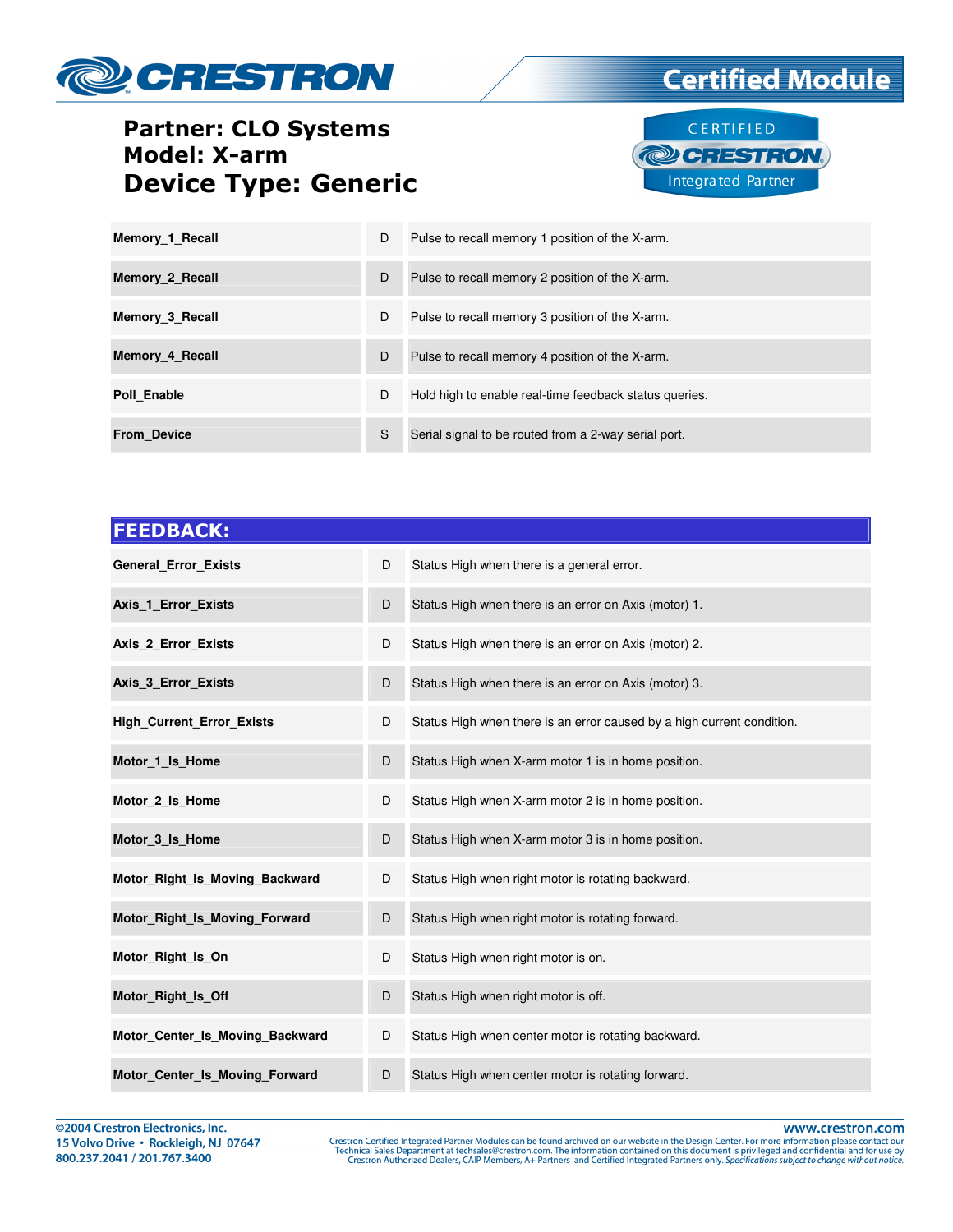# Partner: CLO Systems
# Model: X-arm
# Device Type: Generic

| | | |
|---|---|---|
| **Memory_1_Recall** | D | Pulse to recall memory 1 position of the X-arm. |
| **Memory_2_Recall** | D | Pulse to recall memory 2 position of the X-arm. |
| **Memory_3_Recall** | D | Pulse to recall memory 3 position of the X-arm. |
| **Memory_4_Recall** | D | Pulse to recall memory 4 position of the X-arm. |
| **Poll_Enable** | D | Hold high to enable real-time feedback status queries. |
| **From_Device** | S | Serial signal to be routed from a 2-way serial port. |

## FEEDBACK:

| | | |
|---|---|---|
| **General_Error_Exists** | D | Status High when there is a general error. |
| **Axis_1_Error_Exists** | D | Status High when there is an error on Axis (motor) 1. |
| **Axis_2_Error_Exists** | D | Status High when there is an error on Axis (motor) 2. |
| **Axis_3_Error_Exists** | D | Status High when there is an error on Axis (motor) 3. |
| **High_Current_Error_Exists** | D | Status High when there is an error caused by a high current condition. |
| **Motor_1_Is_Home** | D | Status High when X-arm motor 1 is in home position. |
| **Motor_2_Is_Home** | D | Status High when X-arm motor 2 is in home position. |
| **Motor_3_Is_Home** | D | Status High when X-arm motor 3 is in home position. |
| **Motor_Right_Is_Moving_Backward** | D | Status High when right motor is rotating backward. |
| **Motor_Right_Is_Moving_Forward** | D | Status High when right motor is rotating forward. |
| **Motor_Right_Is_On** | D | Status High when right motor is on. |
| **Motor_Right_Is_Off** | D | Status High when right motor is off. |
| **Motor_Center_Is_Moving_Backward** | D | Status High when center motor is rotating backward. |
| **Motor_Center_Is_Moving_Forward** | D | Status High when center motor is rotating forward. |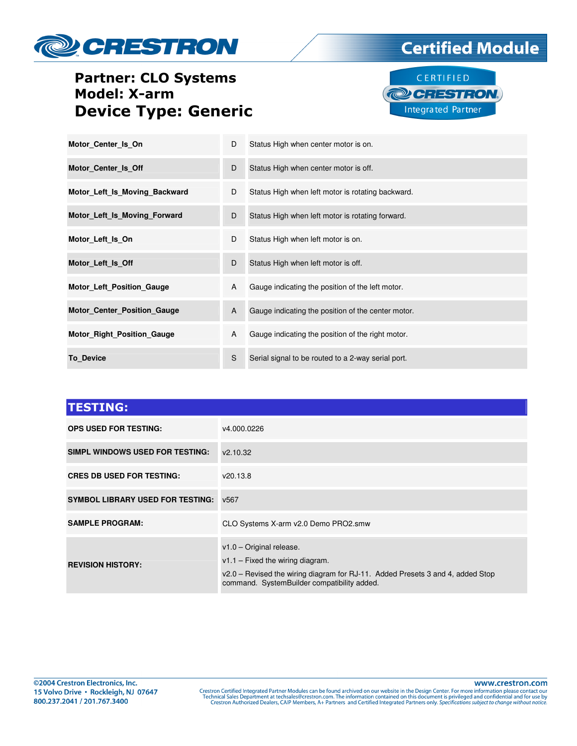| | | |
|---|---|---|
| **Motor_Center_Is_On** | D | Status High when center motor is on. |
| **Motor_Center_Is_Off** | D | Status High when center motor is off. |
| **Motor_Left_Is_Moving_Backward** | D | Status High when left motor is rotating backward. |
| **Motor_Left_Is_Moving_Forward** | D | Status High when left motor is rotating forward. |
| **Motor_Left_Is_On** | D | Status High when left motor is on. |
| **Motor_Left_Is_Off** | D | Status High when left motor is off. |
| **Motor_Left_Position_Gauge** | A | Gauge indicating the position of the left motor. |
| **Motor_Center_Position_Gauge** | A | Gauge indicating the position of the center motor. |
| **Motor_Right_Position_Gauge** | A | Gauge indicating the position of the right motor. |
| **To_Device** | S | Serial signal to be routed to a 2-way serial port. |

## TESTING:

| | |
|---|---|
| **OPS USED FOR TESTING:** | v4.000.0226 |
| **SIMPL WINDOWS USED FOR TESTING:** | v2.10.32 |
| **CRES DB USED FOR TESTING:** | v20.13.8 |
| **SYMBOL LIBRARY USED FOR TESTING:** | v567 |
| **SAMPLE PROGRAM:** | CLO Systems X-arm v2.0 Demo PRO2.smw |
| **REVISION HISTORY:** | v1.0 – Original release.<br>v1.1 – Fixed the wiring diagram.<br>v2.0 – Revised the wiring diagram for RJ-11. Added Presets 3 and 4, added Stop command. SystemBuilder compatibility added. |